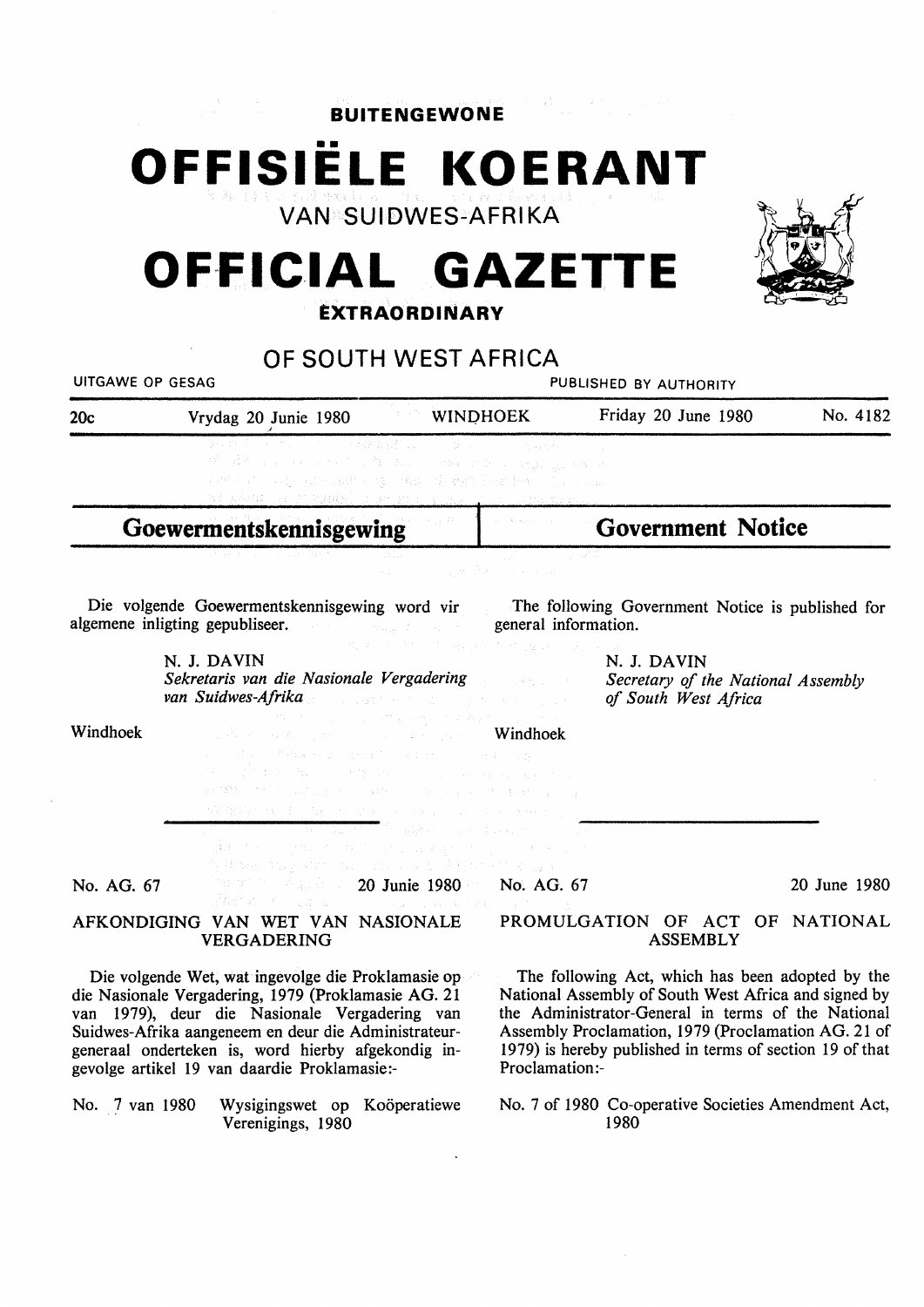**BUITENGEWONE**

# OFFISIËLE KOERANT

VAN SUIDWES-AFRIKA

# OFFICIAL GAZETTE

**EXTRAORDINARY**

OF SOUTH WEST AFRICA

UITGAWE OP GESAG — PUBLISHED BY AUTHORITY

20c — Vrydag 20 Junie 1980 — WINDHOEK — Friday 20 June 1980 — No. 4182

## Goewermentskennisgewing

Die volgende Goewermentskennisgewing word vir algemene inligting gepubliseer.

N. J. DAVIN
*Sekretaris van die Nasionale Vergadering van Suidwes-Afrika*

Windhoek

No. AG. 67 — 20 Junie 1980

### AFKONDIGING VAN WET VAN NASIONALE VERGADERING

Die volgende Wet, wat ingevolge die Proklamasie op die Nasionale Vergadering, 1979 (Proklamasie AG. 21 van 1979), deur die Nasionale Vergadering van Suidwes-Afrika aangeneem en deur die Administrateur-generaal onderteken is, word hierby afgekondig ingevolge artikel 19 van daardie Proklamasie:-

No. 7 van 1980 Wysigingswet op Koöperatiewe Verenigings, 1980

## Government Notice

The following Government Notice is published for general information.

N. J. DAVIN
*Secretary of the National Assembly of South West Africa*

Windhoek

No. AG. 67 — 20 June 1980

### PROMULGATION OF ACT OF NATIONAL ASSEMBLY

The following Act, which has been adopted by the National Assembly of South West Africa and signed by the Administrator-General in terms of the National Assembly Proclamation, 1979 (Proclamation AG. 21 of 1979) is hereby published in terms of section 19 of that Proclamation:-

No. 7 of 1980 Co-operative Societies Amendment Act, 1980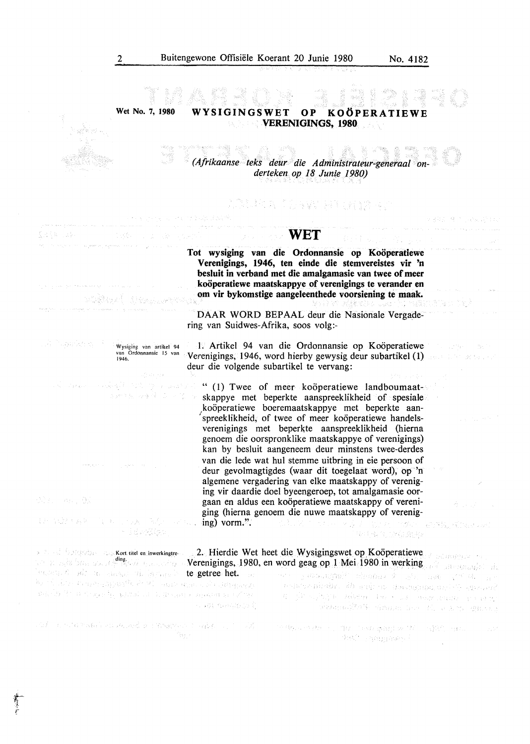Wet No. 7, 1980

# WYSIGINGSWET OP KOÖPERATIEWE VERENIGINGS, 1980

*(Afrikaanse teks deur die Administrateur-generaal onderteken op 18 Junie 1980)*

## WET

**Tot wysiging van die Ordonnansie op Koöperatiewe Verenigings, 1946, ten einde die stemvereistes vir 'n besluit in verband met die amalgamasie van twee of meer koöperatiewe maatskappye of verenigings te verander en om vir bykomstige aangeleenthede voorsiening te maak.**

DAAR WORD BEPAAL deur die Nasionale Vergadering van Suidwes-Afrika, soos volg:-

Wysiging van artikel 94 van Ordonnansie 15 van 1946.

1. Artikel 94 van die Ordonnansie op Koöperatiewe Verenigings, 1946, word hierby gewysig deur subartikel (1) deur die volgende subartikel te vervang:

" (1) Twee of meer koöperatiewe landboumaatskappye met beperkte aanspreeklikheid of spesiale koöperatiewe boeremaatskappye met beperkte aanspreeklikheid, of twee of meer koöperatiewe handelsverenigings met beperkte aanspreeklikheid (hierna genoem die oorspronklike maatskappye of verenigings) kan by besluit aangeneem deur minstens twee-derdes van die lede wat hul stemme uitbring in eie persoon of deur gevolmagtigdes (waar dit toegelaat word), op 'n algemene vergadering van elke maatskappy of vereniging vir daardie doel byeengeroep, tot amalgamasie oorgaan en aldus een koöperatiewe maatskappy of vereniging (hierna genoem die nuwe maatskappy of vereniging) vorm.".

Kort titel en inwerkingtreding.

2. Hierdie Wet heet die Wysigingswet op Koöperatiewe Verenigings, 1980, en word geag op 1 Mei 1980 in werking te getree het.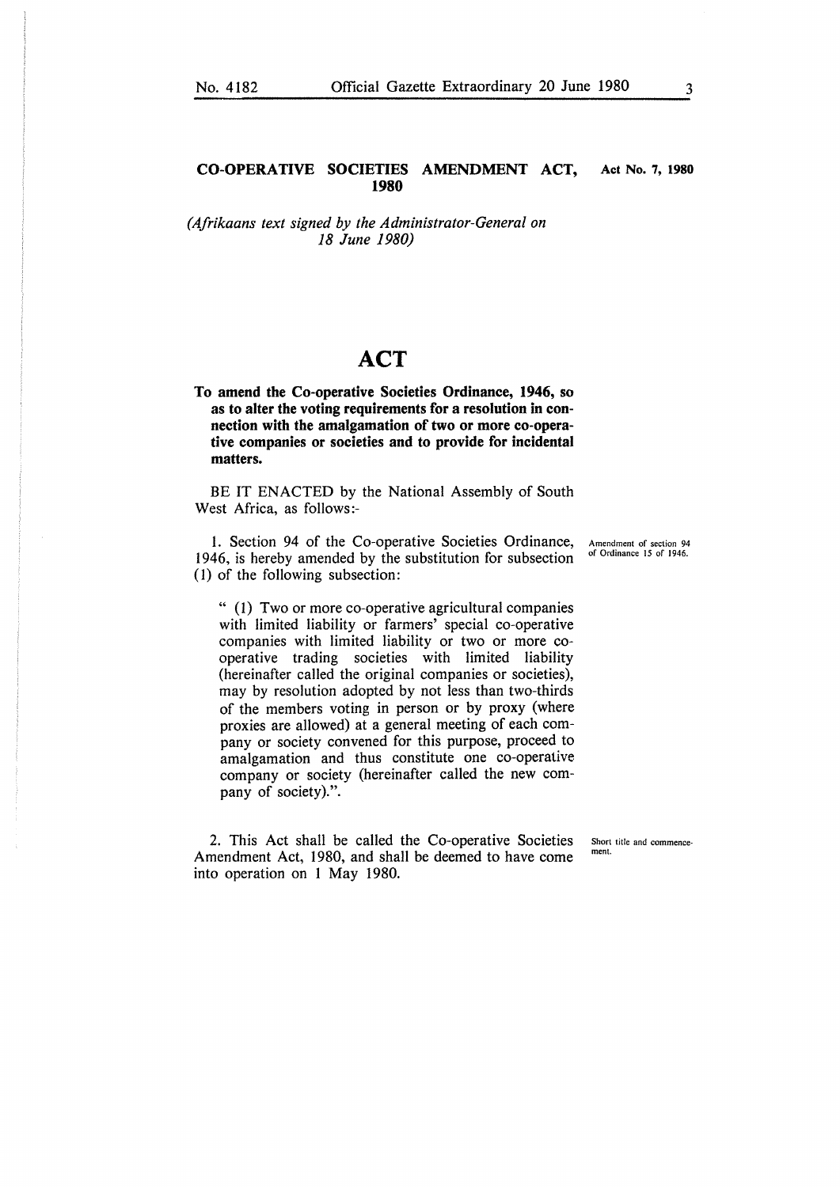**CO-OPERATIVE SOCIETIES AMENDMENT ACT, 1980** — **Act No. 7, 1980**

*(Afrikaans text signed by the Administrator-General on 18 June 1980)*

# ACT

**To amend the Co-operative Societies Ordinance, 1946, so as to alter the voting requirements for a resolution in connection with the amalgamation of two or more co-operative companies or societies and to provide for incidental matters.**

BE IT ENACTED by the National Assembly of South West Africa, as follows:-

*Amendment of section 94 of Ordinance 15 of 1946.*

1. Section 94 of the Co-operative Societies Ordinance, 1946, is hereby amended by the substitution for subsection (1) of the following subsection:

> " (1) Two or more co-operative agricultural companies with limited liability or farmers' special co-operative companies with limited liability or two or more co-operative trading societies with limited liability (hereinafter called the original companies or societies), may by resolution adopted by not less than two-thirds of the members voting in person or by proxy (where proxies are allowed) at a general meeting of each company or society convened for this purpose, proceed to amalgamation and thus constitute one co-operative company or society (hereinafter called the new company of society).".

*Short title and commencement.*

2. This Act shall be called the Co-operative Societies Amendment Act, 1980, and shall be deemed to have come into operation on 1 May 1980.